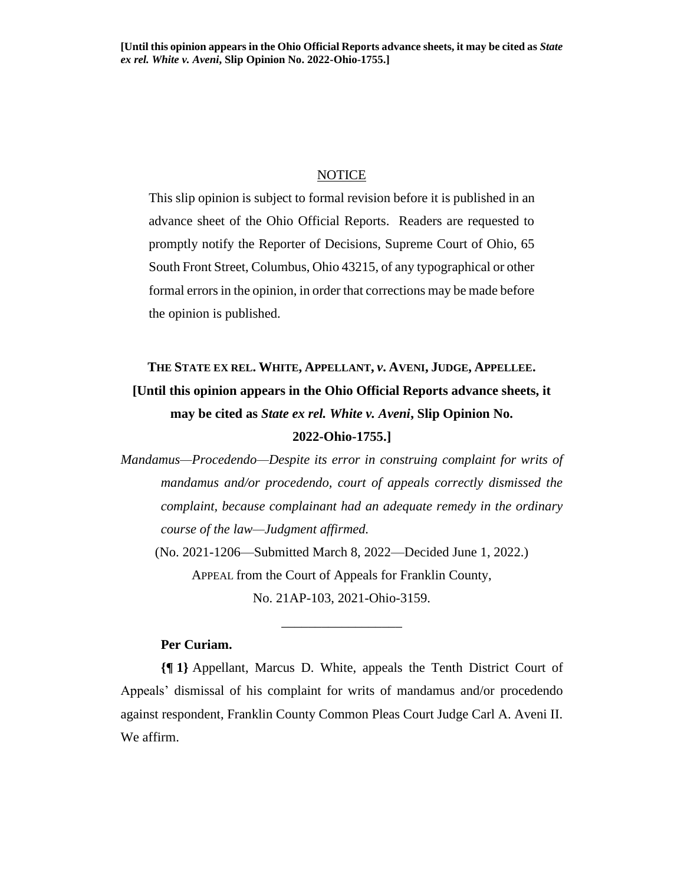**[Until this opinion appears in the Ohio Official Reports advance sheets, it may be cited as *State ex rel. White v. Aveni*, Slip Opinion No. 2022-Ohio-1755.]**

NOTICE

This slip opinion is subject to formal revision before it is published in an advance sheet of the Ohio Official Reports. Readers are requested to promptly notify the Reporter of Decisions, Supreme Court of Ohio, 65 South Front Street, Columbus, Ohio 43215, of any typographical or other formal errors in the opinion, in order that corrections may be made before the opinion is published.

**THE STATE EX REL. WHITE, APPELLANT, *v.* AVENI, JUDGE, APPELLEE.**

**[Until this opinion appears in the Ohio Official Reports advance sheets, it may be cited as *State ex rel. White v. Aveni*, Slip Opinion No. 2022-Ohio-1755.]**

*Mandamus—Procedendo—Despite its error in construing complaint for writs of mandamus and/or procedendo, court of appeals correctly dismissed the complaint, because complainant had an adequate remedy in the ordinary course of the law—Judgment affirmed.*

(No. 2021-1206—Submitted March 8, 2022—Decided June 1, 2022.)

APPEAL from the Court of Appeals for Franklin County, No. 21AP-103, 2021-Ohio-3159.

---

**Per Curiam.**

**{¶ 1}** Appellant, Marcus D. White, appeals the Tenth District Court of Appeals' dismissal of his complaint for writs of mandamus and/or procedendo against respondent, Franklin County Common Pleas Court Judge Carl A. Aveni II. We affirm.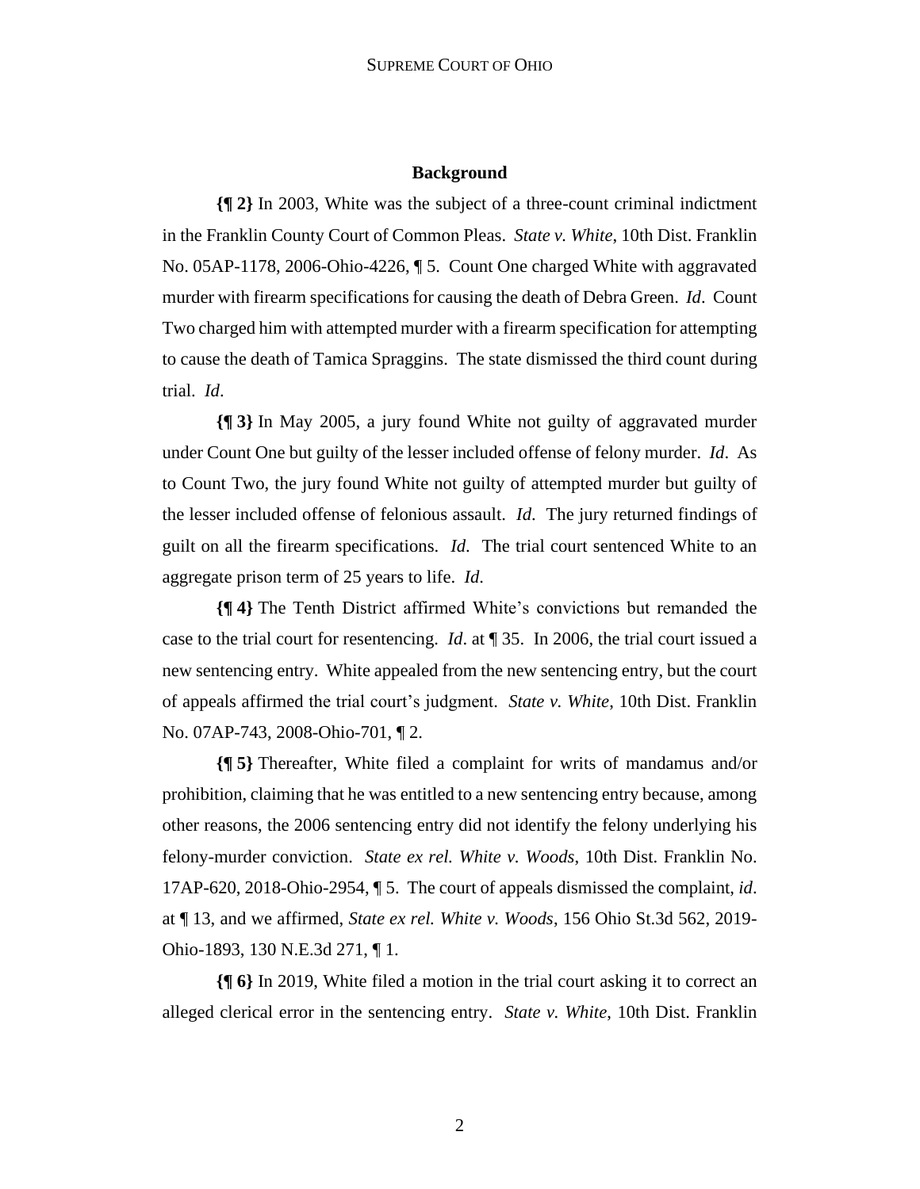## Background

**{¶ 2}** In 2003, White was the subject of a three-count criminal indictment in the Franklin County Court of Common Pleas. *State v. White*, 10th Dist. Franklin No. 05AP-1178, 2006-Ohio-4226, ¶ 5. Count One charged White with aggravated murder with firearm specifications for causing the death of Debra Green. *Id*. Count Two charged him with attempted murder with a firearm specification for attempting to cause the death of Tamica Spraggins. The state dismissed the third count during trial. *Id*.

**{¶ 3}** In May 2005, a jury found White not guilty of aggravated murder under Count One but guilty of the lesser included offense of felony murder. *Id*. As to Count Two, the jury found White not guilty of attempted murder but guilty of the lesser included offense of felonious assault. *Id.* The jury returned findings of guilt on all the firearm specifications. *Id.* The trial court sentenced White to an aggregate prison term of 25 years to life. *Id.*

**{¶ 4}** The Tenth District affirmed White's convictions but remanded the case to the trial court for resentencing. *Id*. at ¶ 35. In 2006, the trial court issued a new sentencing entry. White appealed from the new sentencing entry, but the court of appeals affirmed the trial court's judgment. *State v. White*, 10th Dist. Franklin No. 07AP-743, 2008-Ohio-701, ¶ 2.

**{¶ 5}** Thereafter, White filed a complaint for writs of mandamus and/or prohibition, claiming that he was entitled to a new sentencing entry because, among other reasons, the 2006 sentencing entry did not identify the felony underlying his felony-murder conviction. *State ex rel. White v. Woods*, 10th Dist. Franklin No. 17AP-620, 2018-Ohio-2954, ¶ 5. The court of appeals dismissed the complaint, *id*. at ¶ 13, and we affirmed, *State ex rel. White v. Woods*, 156 Ohio St.3d 562, 2019-Ohio-1893, 130 N.E.3d 271, ¶ 1.

**{¶ 6}** In 2019, White filed a motion in the trial court asking it to correct an alleged clerical error in the sentencing entry. *State v. White*, 10th Dist. Franklin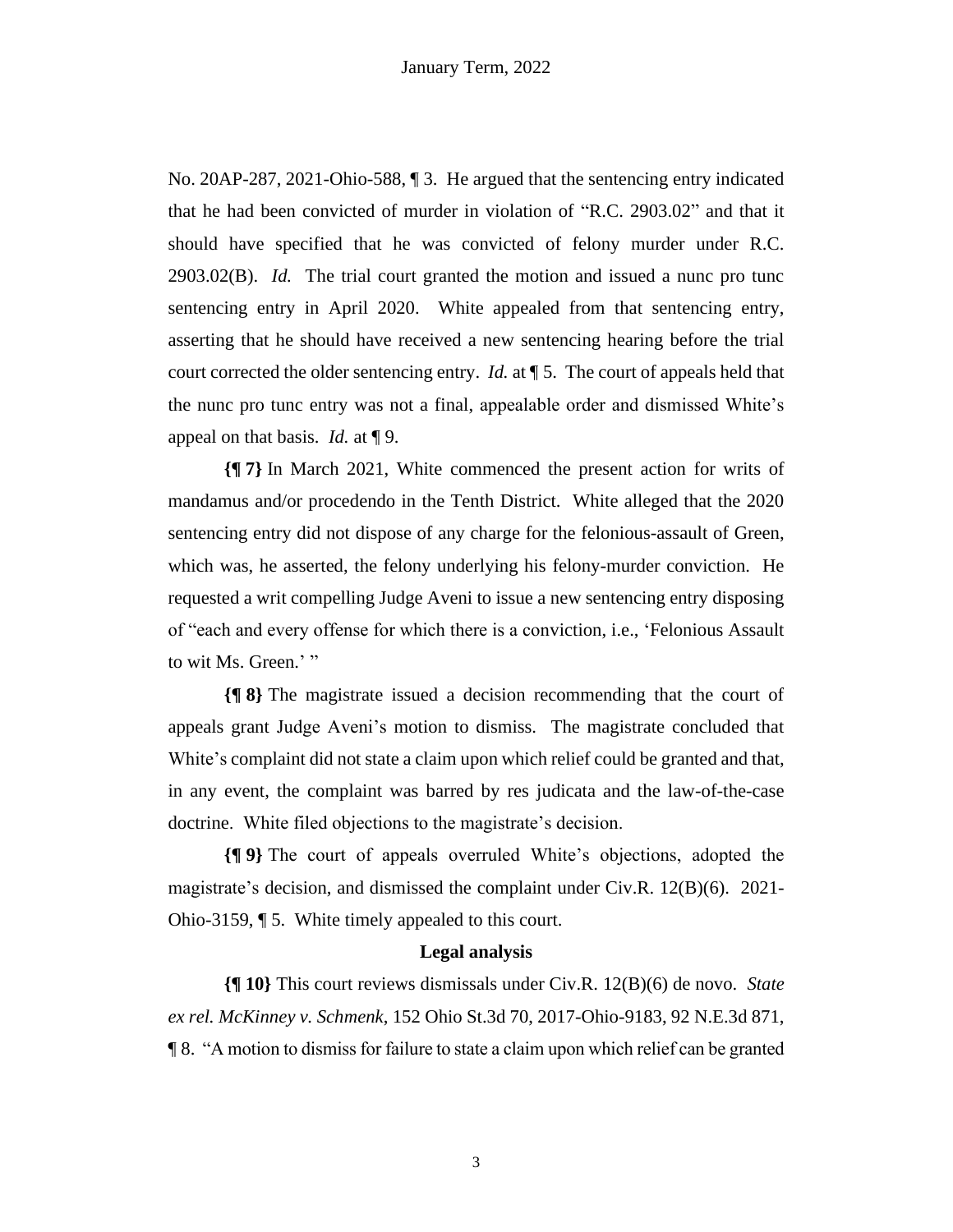No. 20AP-287, 2021-Ohio-588, ¶ 3. He argued that the sentencing entry indicated that he had been convicted of murder in violation of "R.C. 2903.02" and that it should have specified that he was convicted of felony murder under R.C. 2903.02(B). *Id.* The trial court granted the motion and issued a nunc pro tunc sentencing entry in April 2020. White appealed from that sentencing entry, asserting that he should have received a new sentencing hearing before the trial court corrected the older sentencing entry. *Id.* at ¶ 5. The court of appeals held that the nunc pro tunc entry was not a final, appealable order and dismissed White's appeal on that basis. *Id.* at ¶ 9.

**{¶ 7}** In March 2021, White commenced the present action for writs of mandamus and/or procedendo in the Tenth District. White alleged that the 2020 sentencing entry did not dispose of any charge for the felonious-assault of Green, which was, he asserted, the felony underlying his felony-murder conviction. He requested a writ compelling Judge Aveni to issue a new sentencing entry disposing of "each and every offense for which there is a conviction, i.e., 'Felonious Assault to wit Ms. Green.' "

**{¶ 8}** The magistrate issued a decision recommending that the court of appeals grant Judge Aveni's motion to dismiss. The magistrate concluded that White's complaint did not state a claim upon which relief could be granted and that, in any event, the complaint was barred by res judicata and the law-of-the-case doctrine. White filed objections to the magistrate's decision.

**{¶ 9}** The court of appeals overruled White's objections, adopted the magistrate's decision, and dismissed the complaint under Civ.R. 12(B)(6). 2021-Ohio-3159, ¶ 5. White timely appealed to this court.

## Legal analysis

**{¶ 10}** This court reviews dismissals under Civ.R. 12(B)(6) de novo. *State ex rel. McKinney v. Schmenk*, 152 Ohio St.3d 70, 2017-Ohio-9183, 92 N.E.3d 871, ¶ 8. "A motion to dismiss for failure to state a claim upon which relief can be granted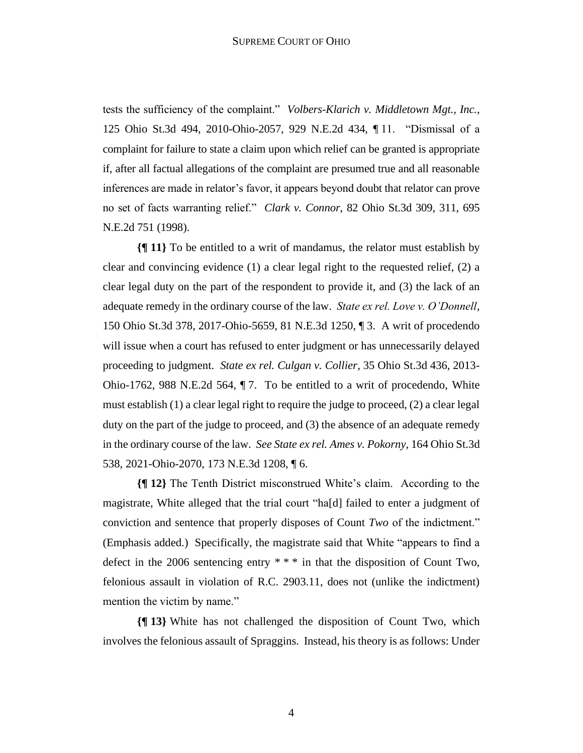tests the sufficiency of the complaint." *Volbers-Klarich v. Middletown Mgt., Inc.*, 125 Ohio St.3d 494, 2010-Ohio-2057, 929 N.E.2d 434, ¶ 11. "Dismissal of a complaint for failure to state a claim upon which relief can be granted is appropriate if, after all factual allegations of the complaint are presumed true and all reasonable inferences are made in relator's favor, it appears beyond doubt that relator can prove no set of facts warranting relief." *Clark v. Connor*, 82 Ohio St.3d 309, 311, 695 N.E.2d 751 (1998).

**{¶ 11}** To be entitled to a writ of mandamus, the relator must establish by clear and convincing evidence (1) a clear legal right to the requested relief, (2) a clear legal duty on the part of the respondent to provide it, and (3) the lack of an adequate remedy in the ordinary course of the law. *State ex rel. Love v. O'Donnell*, 150 Ohio St.3d 378, 2017-Ohio-5659, 81 N.E.3d 1250, ¶ 3. A writ of procedendo will issue when a court has refused to enter judgment or has unnecessarily delayed proceeding to judgment. *State ex rel. Culgan v. Collier*, 35 Ohio St.3d 436, 2013-Ohio-1762, 988 N.E.2d 564, ¶ 7. To be entitled to a writ of procedendo, White must establish (1) a clear legal right to require the judge to proceed, (2) a clear legal duty on the part of the judge to proceed, and (3) the absence of an adequate remedy in the ordinary course of the law. *See State ex rel. Ames v. Pokorny*, 164 Ohio St.3d 538, 2021-Ohio-2070, 173 N.E.3d 1208, ¶ 6.

**{¶ 12}** The Tenth District misconstrued White's claim. According to the magistrate, White alleged that the trial court "ha[d] failed to enter a judgment of conviction and sentence that properly disposes of Count *Two* of the indictment." (Emphasis added.) Specifically, the magistrate said that White "appears to find a defect in the 2006 sentencing entry * * * in that the disposition of Count Two, felonious assault in violation of R.C. 2903.11, does not (unlike the indictment) mention the victim by name."

**{¶ 13}** White has not challenged the disposition of Count Two, which involves the felonious assault of Spraggins. Instead, his theory is as follows: Under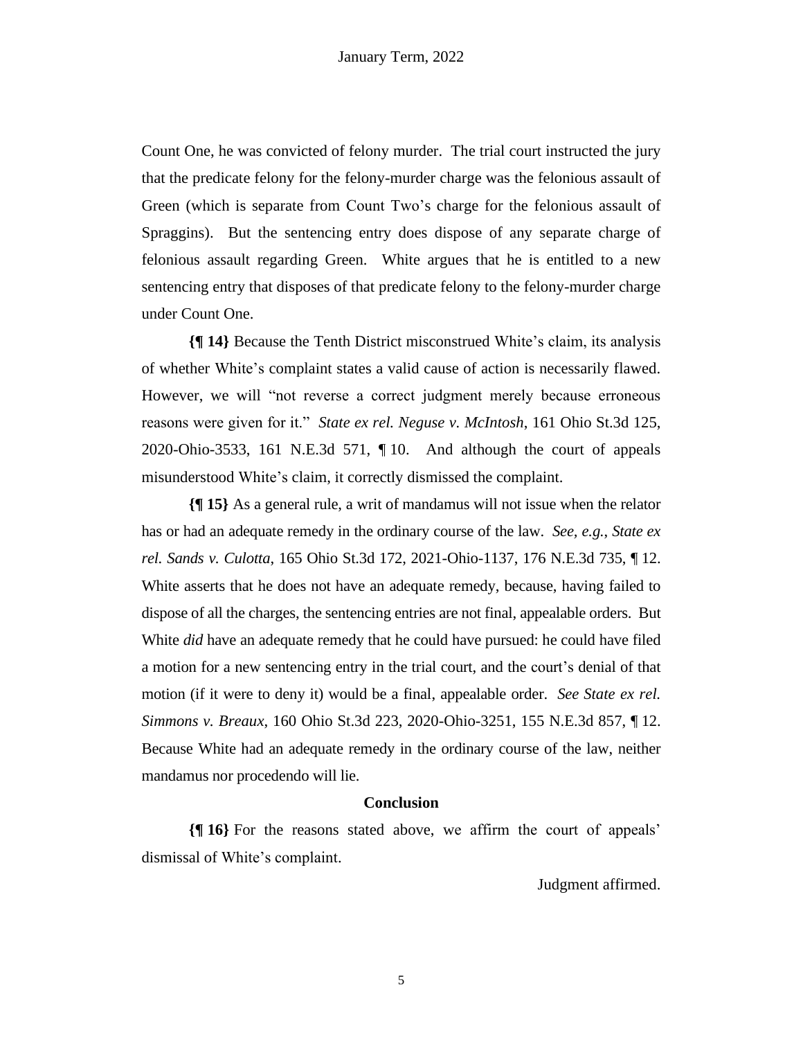Count One, he was convicted of felony murder. The trial court instructed the jury that the predicate felony for the felony-murder charge was the felonious assault of Green (which is separate from Count Two's charge for the felonious assault of Spraggins). But the sentencing entry does dispose of any separate charge of felonious assault regarding Green. White argues that he is entitled to a new sentencing entry that disposes of that predicate felony to the felony-murder charge under Count One.

**{¶ 14}** Because the Tenth District misconstrued White's claim, its analysis of whether White's complaint states a valid cause of action is necessarily flawed. However, we will "not reverse a correct judgment merely because erroneous reasons were given for it." *State ex rel. Neguse v. McIntosh*, 161 Ohio St.3d 125, 2020-Ohio-3533, 161 N.E.3d 571, ¶ 10. And although the court of appeals misunderstood White's claim, it correctly dismissed the complaint.

**{¶ 15}** As a general rule, a writ of mandamus will not issue when the relator has or had an adequate remedy in the ordinary course of the law. *See, e.g.*, *State ex rel. Sands v. Culotta*, 165 Ohio St.3d 172, 2021-Ohio-1137, 176 N.E.3d 735, ¶ 12. White asserts that he does not have an adequate remedy, because, having failed to dispose of all the charges, the sentencing entries are not final, appealable orders. But White *did* have an adequate remedy that he could have pursued: he could have filed a motion for a new sentencing entry in the trial court, and the court's denial of that motion (if it were to deny it) would be a final, appealable order. *See State ex rel. Simmons v. Breaux*, 160 Ohio St.3d 223, 2020-Ohio-3251, 155 N.E.3d 857, ¶ 12. Because White had an adequate remedy in the ordinary course of the law, neither mandamus nor procedendo will lie.

## Conclusion

**{¶ 16}** For the reasons stated above, we affirm the court of appeals' dismissal of White's complaint.

Judgment affirmed.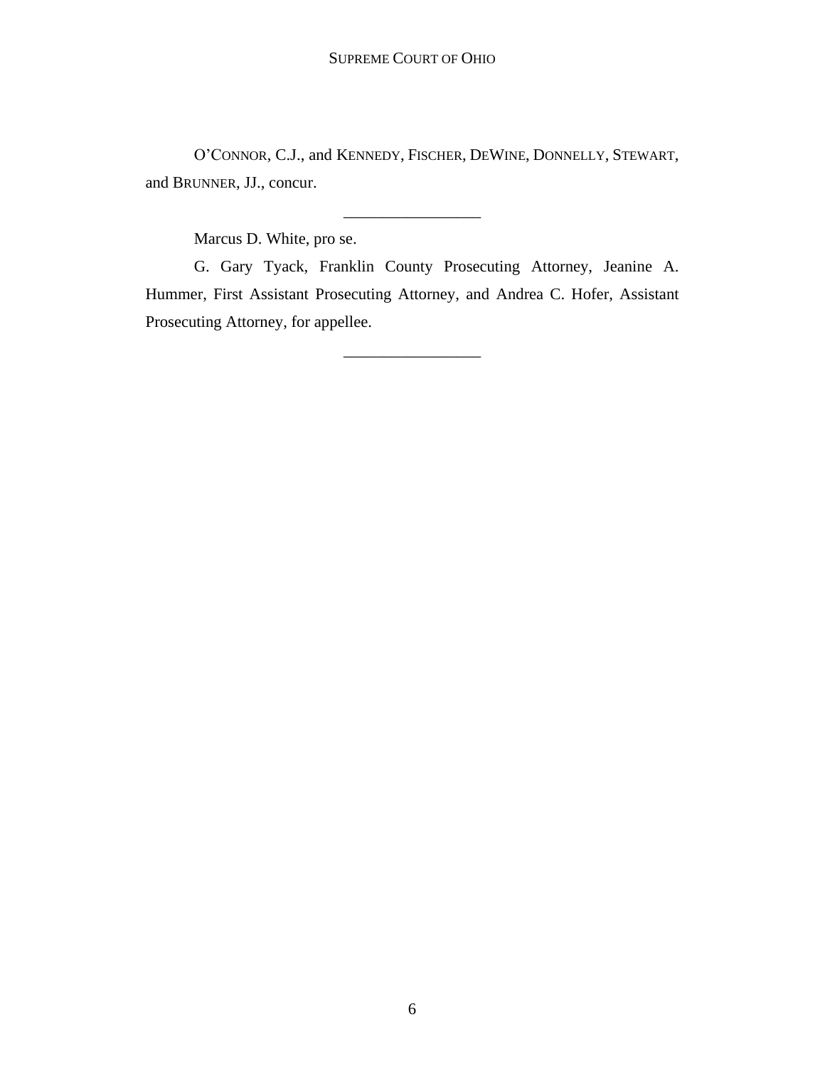O'CONNOR, C.J., and KENNEDY, FISCHER, DEWINE, DONNELLY, STEWART, and BRUNNER, JJ., concur.

---

Marcus D. White, pro se.

G. Gary Tyack, Franklin County Prosecuting Attorney, Jeanine A. Hummer, First Assistant Prosecuting Attorney, and Andrea C. Hofer, Assistant Prosecuting Attorney, for appellee.

---